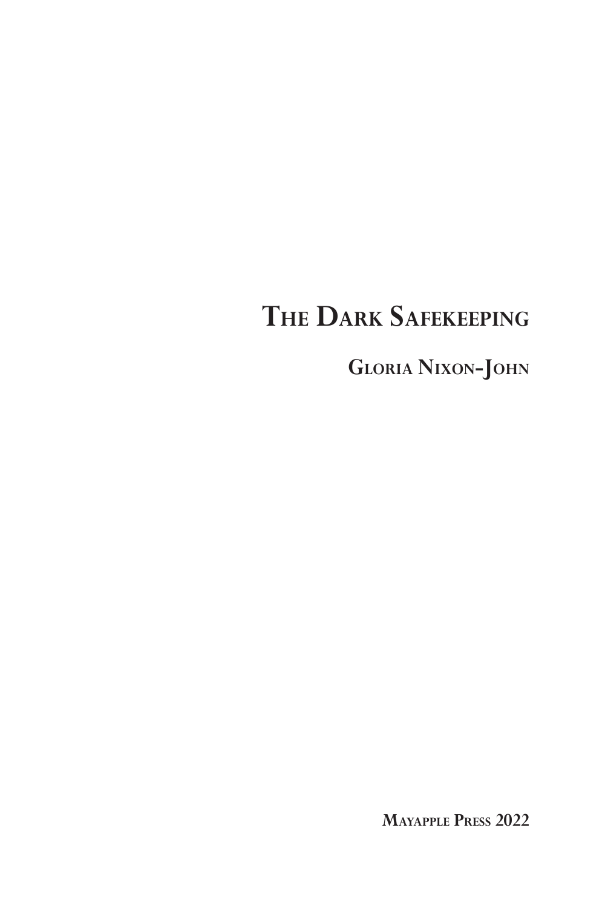# The Dark Safekeeping

## Gloria Nixon-John

**Mayapple Press 2022**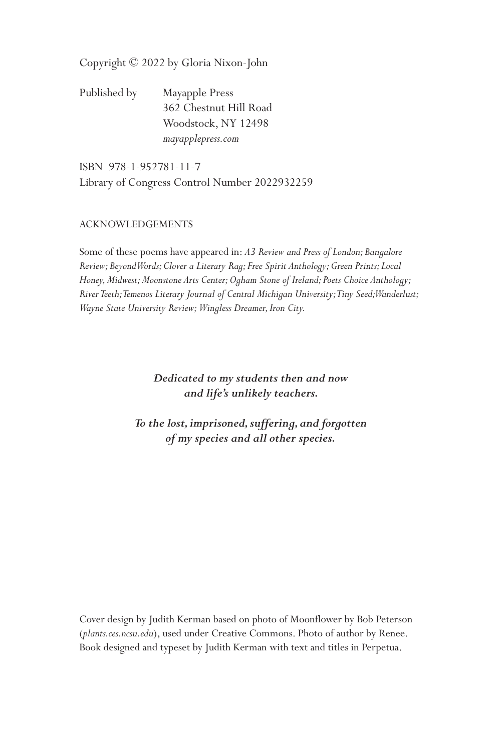Copyright © 2022 by Gloria Nixon-John

Published by Mayapple Press
362 Chestnut Hill Road
Woodstock, NY 12498
*mayapplepress.com*

ISBN 978-1-952781-11-7
Library of Congress Control Number 2022932259

ACKNOWLEDGEMENTS

Some of these poems have appeared in: *A3 Review and Press of London; Bangalore Review; BeyondWords; Clover a Literary Rag; Free Spirit Anthology; Green Prints; Local Honey, Midwest; Moonstone Arts Center; Ogham Stone of Ireland; Poets Choice Anthology; River Teeth; Temenos Literary Journal of Central Michigan University; Tiny Seed; Wanderlust; Wayne State University Review; Wingless Dreamer, Iron City.*

***Dedicated to my students then and now and life's unlikely teachers.***

***To the lost, imprisoned, suffering, and forgotten of my species and all other species.***

Cover design by Judith Kerman based on photo of Moonflower by Bob Peterson (*plants.ces.ncsu.edu*), used under Creative Commons. Photo of author by Renee. Book designed and typeset by Judith Kerman with text and titles in Perpetua.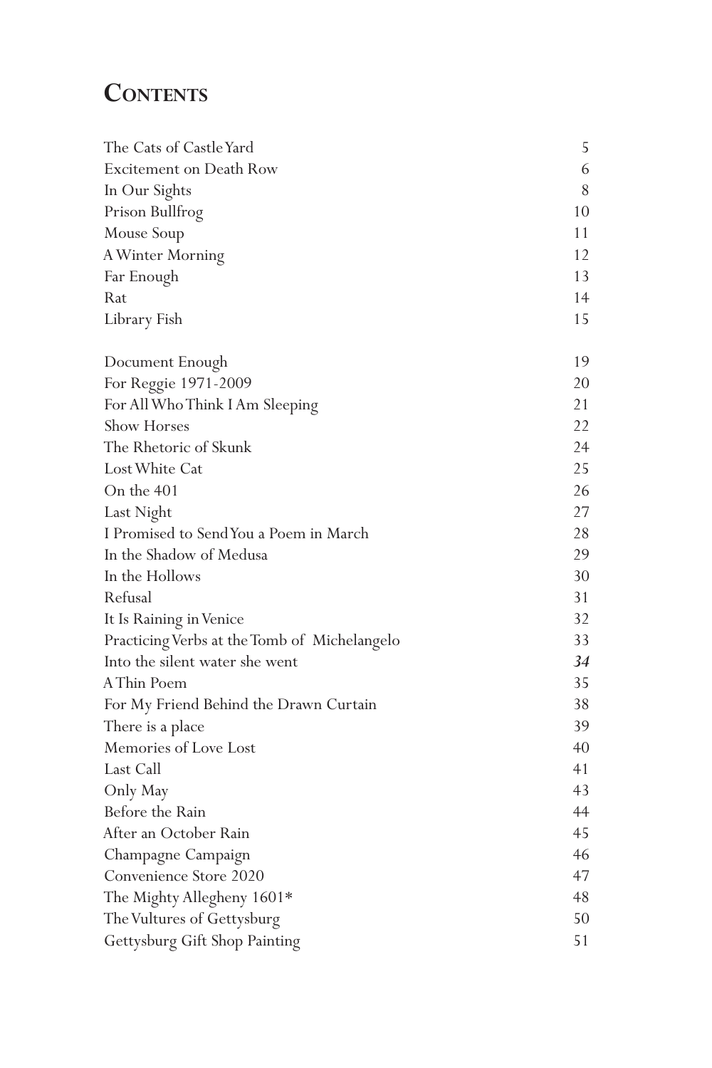# Contents

| | |
|---|---|
| The Cats of Castle Yard | 5 |
| Excitement on Death Row | 6 |
| In Our Sights | 8 |
| Prison Bullfrog | 10 |
| Mouse Soup | 11 |
| A Winter Morning | 12 |
| Far Enough | 13 |
| Rat | 14 |
| Library Fish | 15 |
| | |
| Document Enough | 19 |
| For Reggie 1971-2009 | 20 |
| For All Who Think I Am Sleeping | 21 |
| Show Horses | 22 |
| The Rhetoric of Skunk | 24 |
| Lost White Cat | 25 |
| On the 401 | 26 |
| Last Night | 27 |
| I Promised to Send You a Poem in March | 28 |
| In the Shadow of Medusa | 29 |
| In the Hollows | 30 |
| Refusal | 31 |
| It Is Raining in Venice | 32 |
| Practicing Verbs at the Tomb of Michelangelo | 33 |
| Into the silent water she went | *34* |
| A Thin Poem | 35 |
| For My Friend Behind the Drawn Curtain | 38 |
| There is a place | 39 |
| Memories of Love Lost | 40 |
| Last Call | 41 |
| Only May | 43 |
| Before the Rain | 44 |
| After an October Rain | 45 |
| Champagne Campaign | 46 |
| Convenience Store 2020 | 47 |
| The Mighty Allegheny 1601* | 48 |
| The Vultures of Gettysburg | 50 |
| Gettysburg Gift Shop Painting | 51 |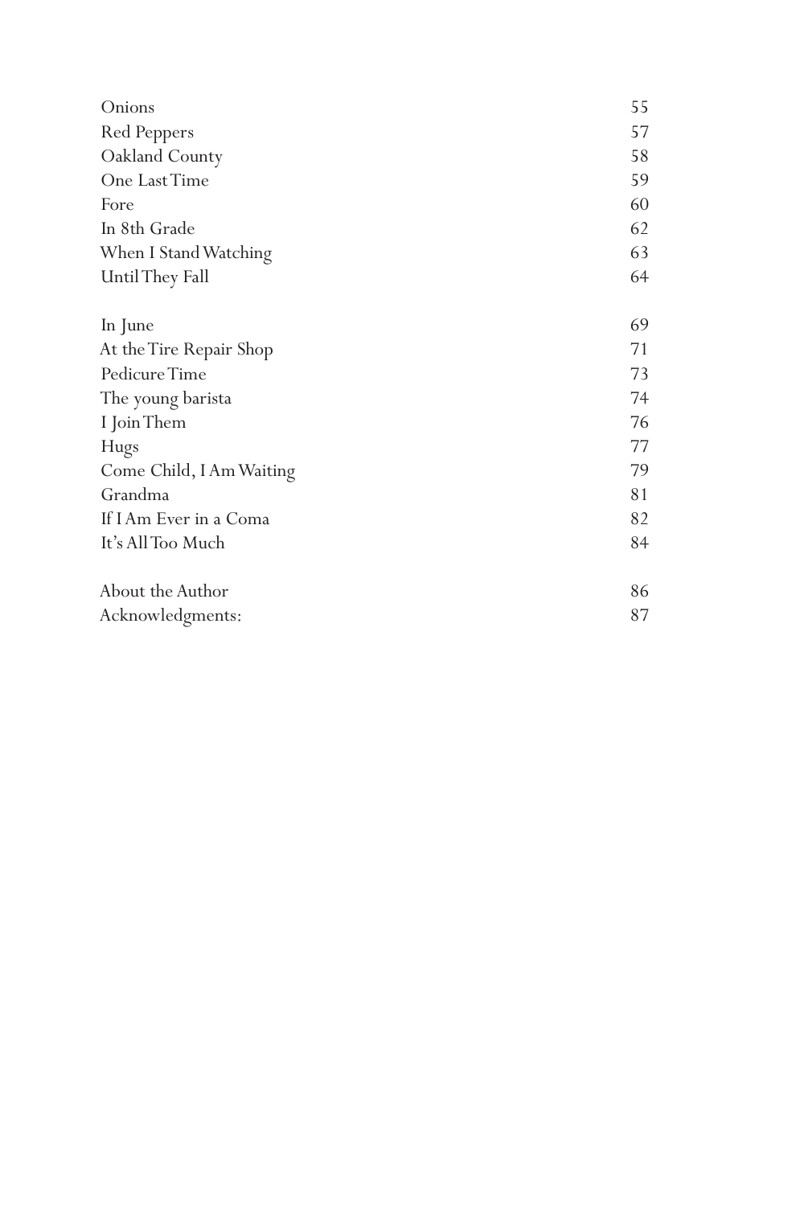| | |
|---|---|
| Onions | 55 |
| Red Peppers | 57 |
| Oakland County | 58 |
| One Last Time | 59 |
| Fore | 60 |
| In 8th Grade | 62 |
| When I Stand Watching | 63 |
| Until They Fall | 64 |
| | |
| In June | 69 |
| At the Tire Repair Shop | 71 |
| Pedicure Time | 73 |
| The young barista | 74 |
| I Join Them | 76 |
| Hugs | 77 |
| Come Child, I Am Waiting | 79 |
| Grandma | 81 |
| If I Am Ever in a Coma | 82 |
| It's All Too Much | 84 |
| | |
| About the Author | 86 |
| Acknowledgments: | 87 |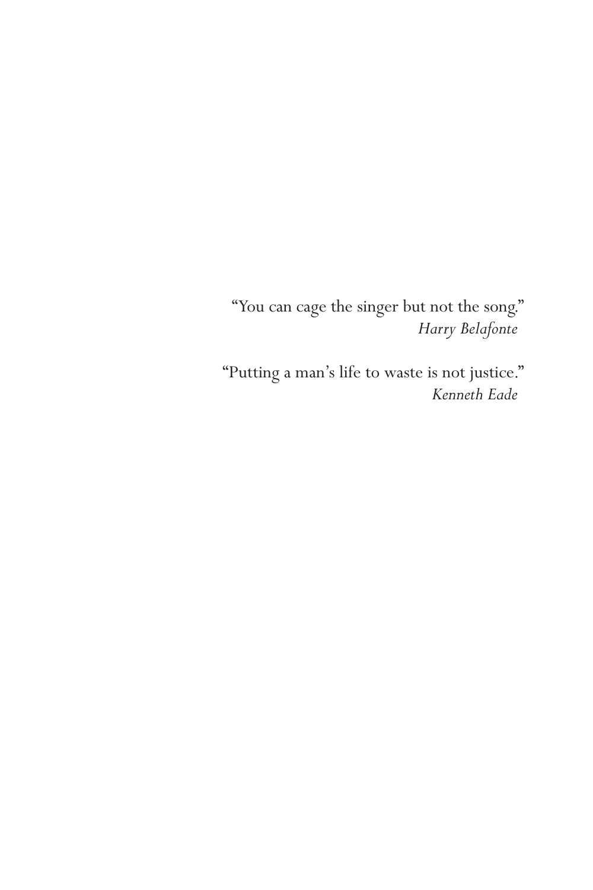"You can cage the singer but not the song."
*Harry Belafonte*

"Putting a man's life to waste is not justice."
*Kenneth Eade*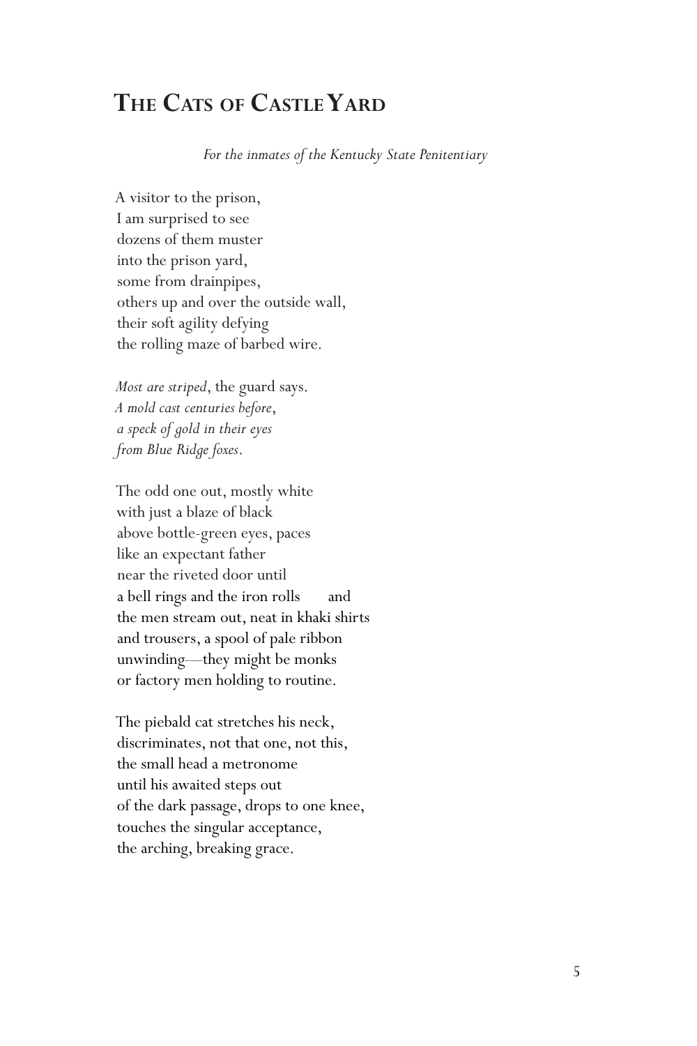# The Cats of Castle Yard

*For the inmates of the Kentucky State Penitentiary*

A visitor to the prison,  
I am surprised to see  
dozens of them muster  
into the prison yard,  
some from drainpipes,  
others up and over the outside wall,  
their soft agility defying  
the rolling maze of barbed wire.

*Most are striped*, the guard says.  
*A mold cast centuries before*,  
*a speck of gold in their eyes*  
*from Blue Ridge foxes*.

The odd one out, mostly white  
with just a blaze of black  
above bottle-green eyes, paces  
like an expectant father  
near the riveted door until  
a bell rings and the iron rolls      and  
the men stream out, neat in khaki shirts  
and trousers, a spool of pale ribbon  
unwinding—they might be monks  
or factory men holding to routine.

The piebald cat stretches his neck,  
discriminates, not that one, not this,  
the small head a metronome  
until his awaited steps out  
of the dark passage, drops to one knee,  
touches the singular acceptance,  
the arching, breaking grace.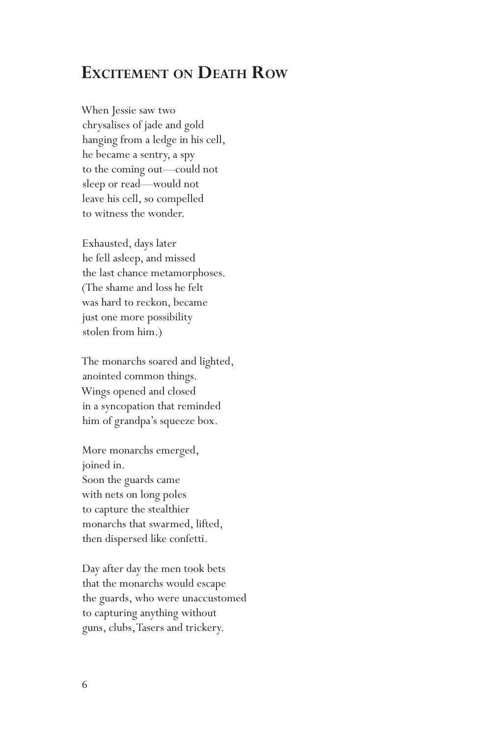# Excitement on Death Row

When Jessie saw two  
chrysalises of jade and gold  
hanging from a ledge in his cell,  
he became a sentry, a spy  
to the coming out—could not  
sleep or read—would not  
leave his cell, so compelled  
to witness the wonder.

Exhausted, days later  
he fell asleep, and missed  
the last chance metamorphoses.  
(The shame and loss he felt  
was hard to reckon, became  
just one more possibility  
stolen from him.)

The monarchs soared and lighted,  
anointed common things.  
Wings opened and closed  
in a syncopation that reminded  
him of grandpa's squeeze box.

More monarchs emerged,  
joined in.  
Soon the guards came  
with nets on long poles  
to capture the stealthier  
monarchs that swarmed, lifted,  
then dispersed like confetti.

Day after day the men took bets  
that the monarchs would escape  
the guards, who were unaccustomed  
to capturing anything without  
guns, clubs, Tasers and trickery.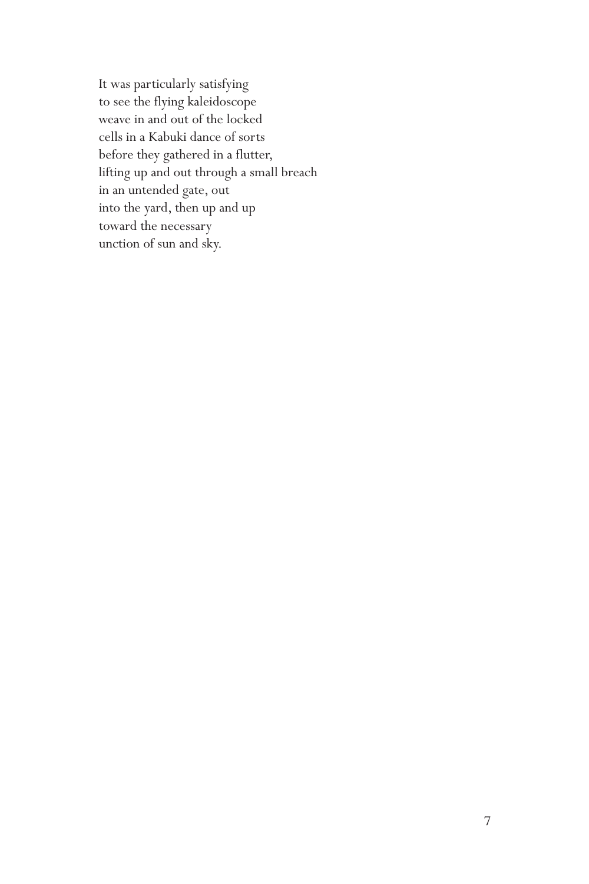It was particularly satisfying  
to see the flying kaleidoscope  
weave in and out of the locked  
cells in a Kabuki dance of sorts  
before they gathered in a flutter,  
lifting up and out through a small breach  
in an untended gate, out  
into the yard, then up and up  
toward the necessary  
unction of sun and sky.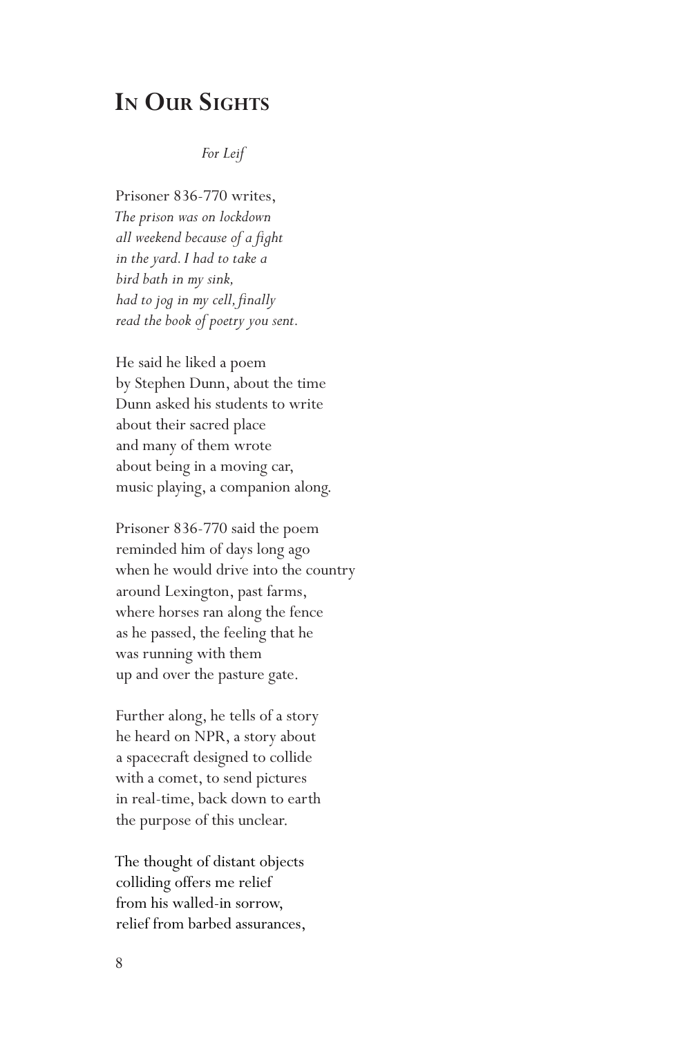# In Our Sights

*For Leif*

Prisoner 836-770 writes,  
*The prison was on lockdown*  
*all weekend because of a fight*  
*in the yard. I had to take a*  
*bird bath in my sink,*  
*had to jog in my cell, finally*  
*read the book of poetry you sent.*

He said he liked a poem  
by Stephen Dunn, about the time  
Dunn asked his students to write  
about their sacred place  
and many of them wrote  
about being in a moving car,  
music playing, a companion along.

Prisoner 836-770 said the poem  
reminded him of days long ago  
when he would drive into the country  
around Lexington, past farms,  
where horses ran along the fence  
as he passed, the feeling that he  
was running with them  
up and over the pasture gate.

Further along, he tells of a story  
he heard on NPR, a story about  
a spacecraft designed to collide  
with a comet, to send pictures  
in real-time, back down to earth  
the purpose of this unclear.

The thought of distant objects  
colliding offers me relief  
from his walled-in sorrow,  
relief from barbed assurances,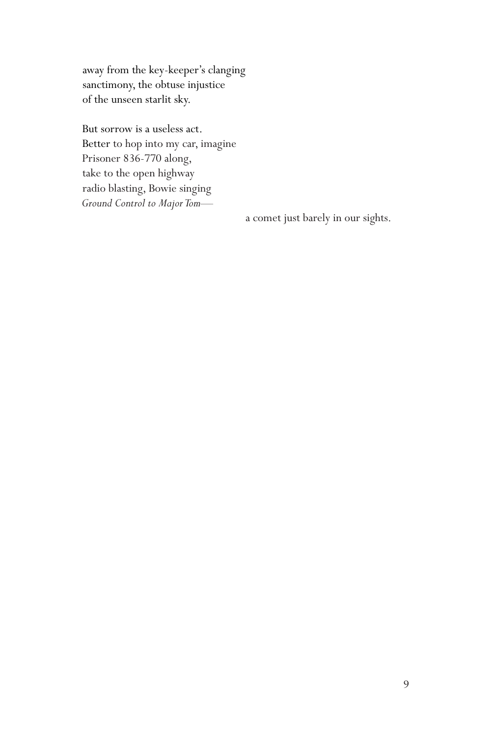away from the key-keeper's clanging  
sanctimony, the obtuse injustice  
of the unseen starlit sky.

But sorrow is a useless act.  
Better to hop into my car, imagine  
Prisoner 836-770 along,  
take to the open highway  
radio blasting, Bowie singing  
*Ground Control to Major Tom*—

a comet just barely in our sights.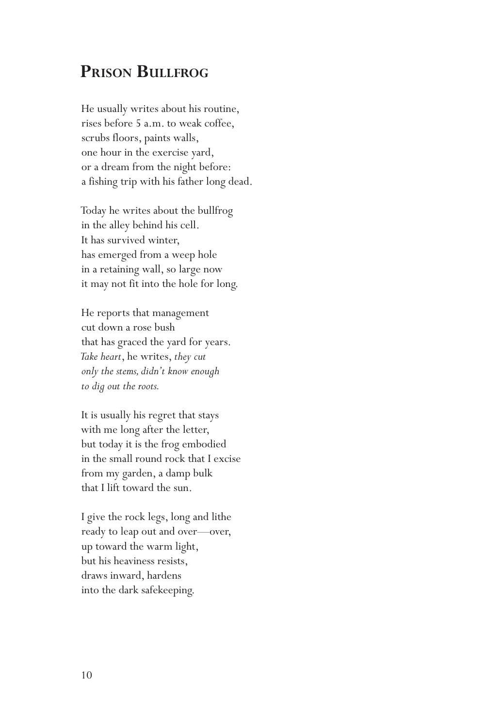## Prison Bullfrog

He usually writes about his routine,  
rises before 5 a.m. to weak coffee,  
scrubs floors, paints walls,  
one hour in the exercise yard,  
or a dream from the night before:  
a fishing trip with his father long dead.

Today he writes about the bullfrog  
in the alley behind his cell.  
It has survived winter,  
has emerged from a weep hole  
in a retaining wall, so large now  
it may not fit into the hole for long.

He reports that management  
cut down a rose bush  
that has graced the yard for years.  
*Take heart*, he writes, *they cut*  
*only the stems, didn't know enough*  
*to dig out the roots.*

It is usually his regret that stays  
with me long after the letter,  
but today it is the frog embodied  
in the small round rock that I excise  
from my garden, a damp bulk  
that I lift toward the sun.

I give the rock legs, long and lithe  
ready to leap out and over—over,  
up toward the warm light,  
but his heaviness resists,  
draws inward, hardens  
into the dark safekeeping.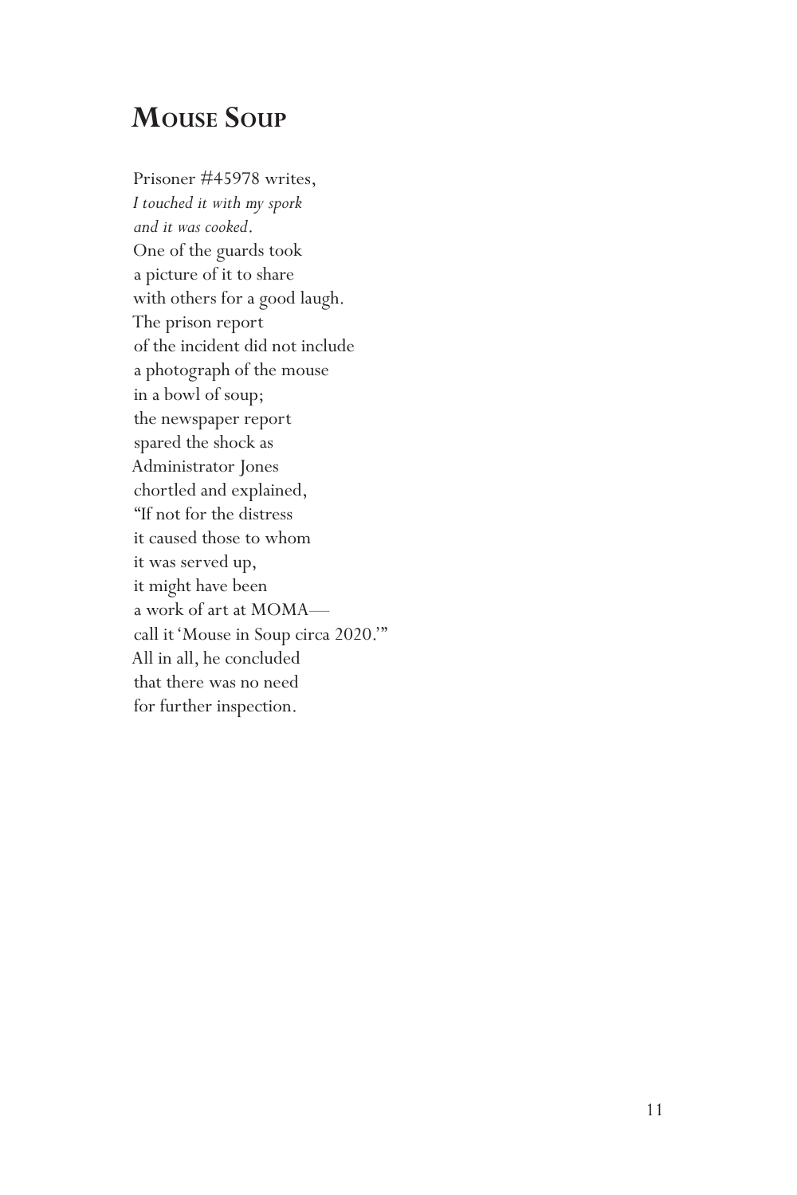## Mouse Soup

Prisoner #45978 writes,  
*I touched it with my spork*  
*and it was cooked*.  
One of the guards took  
a picture of it to share  
with others for a good laugh.  
The prison report  
of the incident did not include  
a photograph of the mouse  
in a bowl of soup;  
the newspaper report  
spared the shock as  
Administrator Jones  
chortled and explained,  
"If not for the distress  
it caused those to whom  
it was served up,  
it might have been  
a work of art at MOMA—  
call it 'Mouse in Soup circa 2020.'"  
All in all, he concluded  
that there was no need  
for further inspection.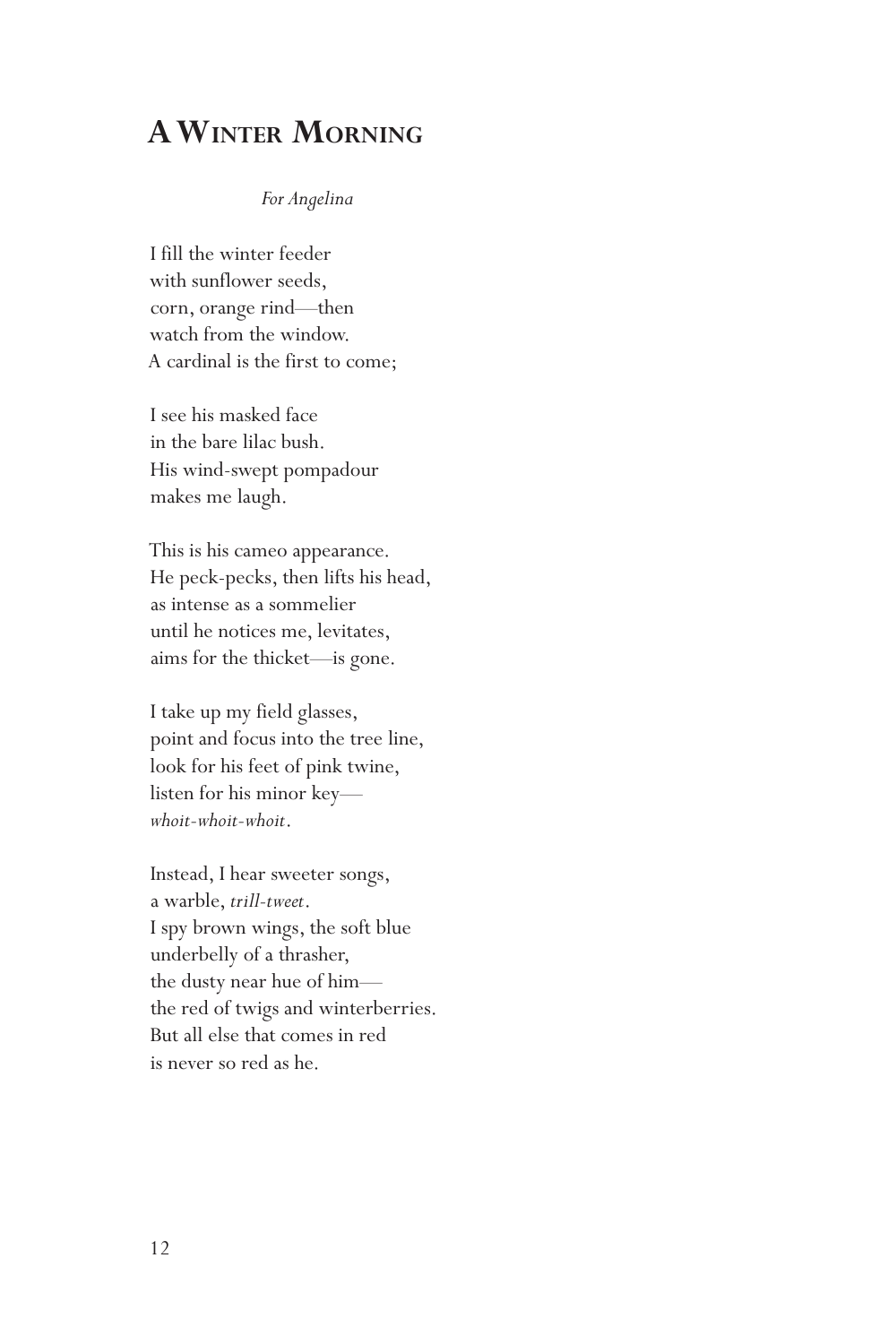# A Winter Morning

*For Angelina*

I fill the winter feeder  
with sunflower seeds,  
corn, orange rind—then  
watch from the window.  
A cardinal is the first to come;

I see his masked face  
in the bare lilac bush.  
His wind-swept pompadour  
makes me laugh.

This is his cameo appearance.  
He peck-pecks, then lifts his head,  
as intense as a sommelier  
until he notices me, levitates,  
aims for the thicket—is gone.

I take up my field glasses,  
point and focus into the tree line,  
look for his feet of pink twine,  
listen for his minor key—  
*whoit-whoit-whoit*.

Instead, I hear sweeter songs,  
a warble, *trill-tweet*.  
I spy brown wings, the soft blue  
underbelly of a thrasher,  
the dusty near hue of him—  
the red of twigs and winterberries.  
But all else that comes in red  
is never so red as he.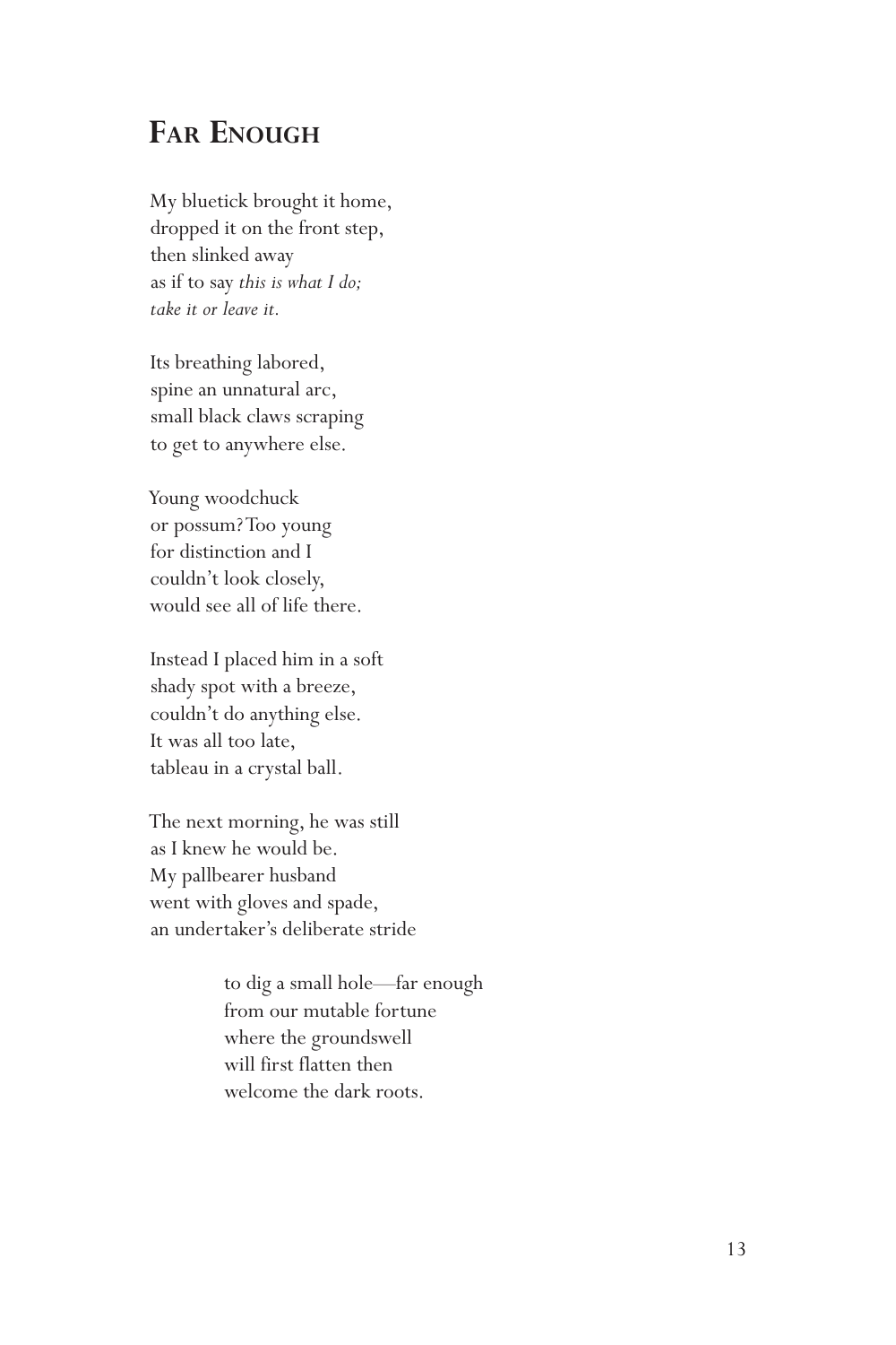## Far Enough

My bluetick brought it home,  
dropped it on the front step,  
then slinked away  
as if to say *this is what I do;*  
*take it or leave it.*

Its breathing labored,  
spine an unnatural arc,  
small black claws scraping  
to get to anywhere else.

Young woodchuck  
or possum? Too young  
for distinction and I  
couldn't look closely,  
would see all of life there.

Instead I placed him in a soft  
shady spot with a breeze,  
couldn't do anything else.  
It was all too late,  
tableau in a crystal ball.

The next morning, he was still  
as I knew he would be.  
My pallbearer husband  
went with gloves and spade,  
an undertaker's deliberate stride

> to dig a small hole—far enough  
> from our mutable fortune  
> where the groundswell  
> will first flatten then  
> welcome the dark roots.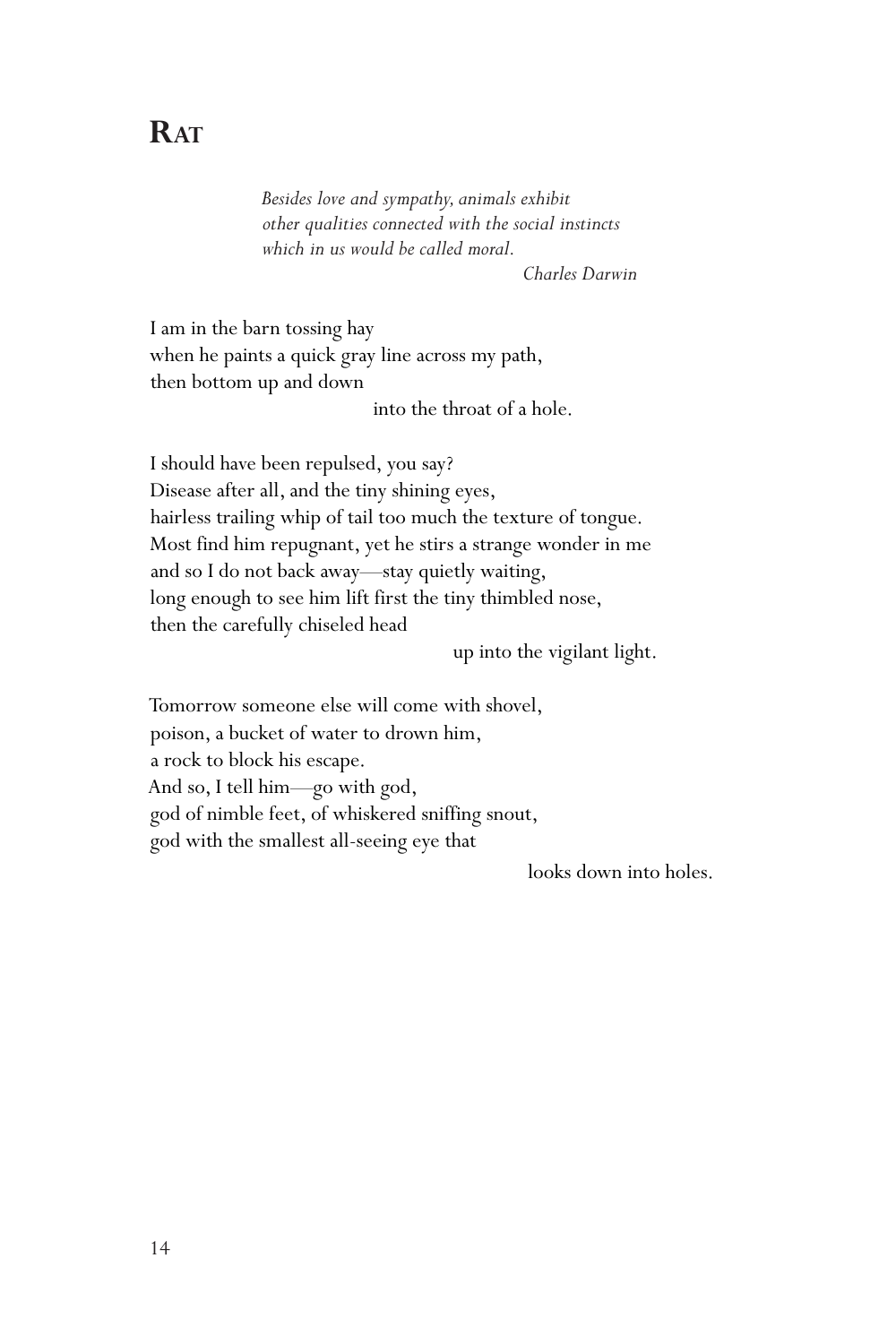# Rat

> *Besides love and sympathy, animals exhibit*
> *other qualities connected with the social instincts*
> *which in us would be called moral.*
> *Charles Darwin*

I am in the barn tossing hay
when he paints a quick gray line across my path,
then bottom up and down
                                        into the throat of a hole.

I should have been repulsed, you say?
Disease after all, and the tiny shining eyes,
hairless trailing whip of tail too much the texture of tongue.
Most find him repugnant, yet he stirs a strange wonder in me
and so I do not back away—stay quietly waiting,
long enough to see him lift first the tiny thimbled nose,
then the carefully chiseled head
                                                  up into the vigilant light.

Tomorrow someone else will come with shovel,
poison, a bucket of water to drown him,
a rock to block his escape.
And so, I tell him—go with god,
god of nimble feet, of whiskered sniffing snout,
god with the smallest all-seeing eye that
                                                        looks down into holes.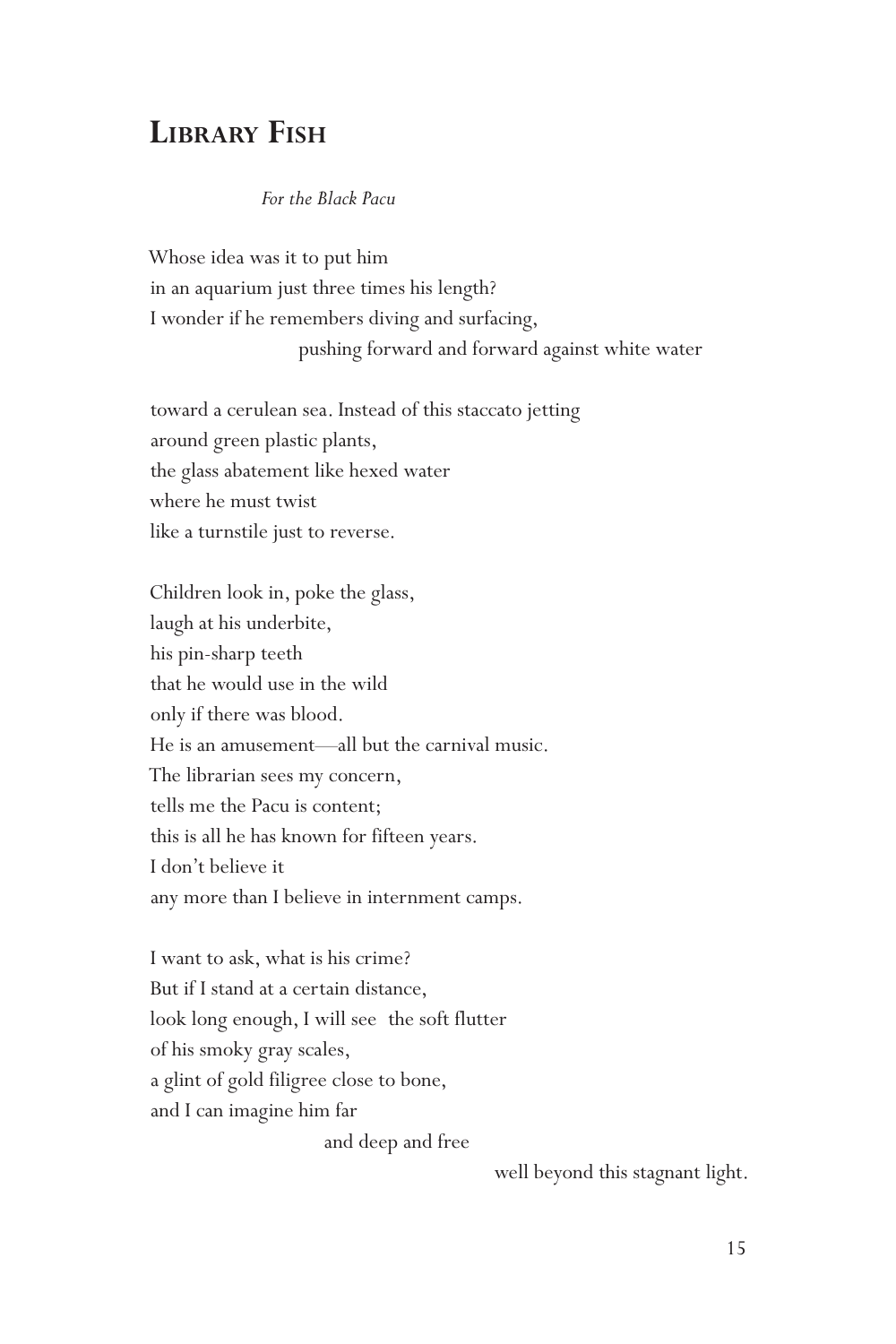## Library Fish

*For the Black Pacu*

Whose idea was it to put him
in an aquarium just three times his length?
I wonder if he remembers diving and surfacing,
pushing forward and forward against white water

toward a cerulean sea. Instead of this staccato jetting
around green plastic plants,
the glass abatement like hexed water
where he must twist
like a turnstile just to reverse.

Children look in, poke the glass,
laugh at his underbite,
his pin-sharp teeth
that he would use in the wild
only if there was blood.
He is an amusement—all but the carnival music.
The librarian sees my concern,
tells me the Pacu is content;
this is all he has known for fifteen years.
I don't believe it
any more than I believe in internment camps.

I want to ask, what is his crime?
But if I stand at a certain distance,
look long enough, I will see the soft flutter
of his smoky gray scales,
a glint of gold filigree close to bone,
and I can imagine him far
and deep and free
well beyond this stagnant light.